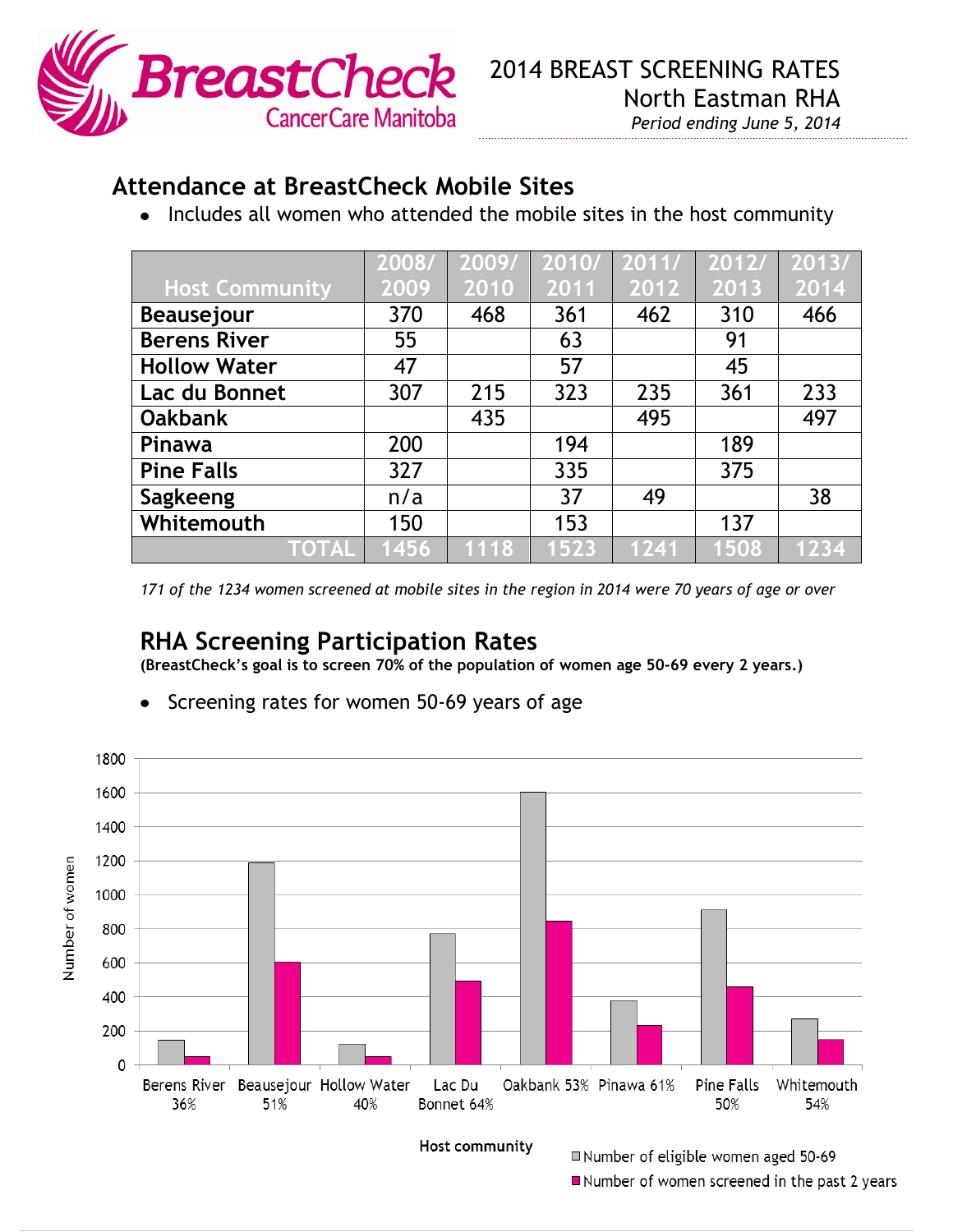BreastCheck CancerCare Manitoba

# 2014 BREAST SCREENING RATES
## North Eastman RHA
*Period ending June 5, 2014*

## Attendance at BreastCheck Mobile Sites

- Includes all women who attended the mobile sites in the host community

| Host Community | 2008/ 2009 | 2009/ 2010 | 2010/ 2011 | 2011/ 2012 | 2012/ 2013 | 2013/ 2014 |
|---|---|---|---|---|---|---|
| Beausejour | 370 | 468 | 361 | 462 | 310 | 466 |
| Berens River | 55 | | 63 | | 91 | |
| Hollow Water | 47 | | 57 | | 45 | |
| Lac du Bonnet | 307 | 215 | 323 | 235 | 361 | 233 |
| Oakbank | | 435 | | 495 | | 497 |
| Pinawa | 200 | | 194 | | 189 | |
| Pine Falls | 327 | | 335 | | 375 | |
| Sagkeeng | n/a | | 37 | 49 | | 38 |
| Whitemouth | 150 | | 153 | | 137 | |
| TOTAL | 1456 | 1118 | 1523 | 1241 | 1508 | 1234 |

*171 of the 1234 women screened at mobile sites in the region in 2014 were 70 years of age or over*

## RHA Screening Participation Rates

**(BreastCheck's goal is to screen 70% of the population of women age 50-69 every 2 years.)**

- Screening rates for women 50-69 years of age

Host community (x-axis): Berens River 36%, Beausejour 51%, Hollow Water 40%, Lac Du Bonnet 64%, Oakbank 53%, Pinawa 61%, Pine Falls 50%, Whitemouth 54%

Number of women (y-axis): 0–1800

Legend: Number of eligible women aged 50-69; Number of women screened in the past 2 years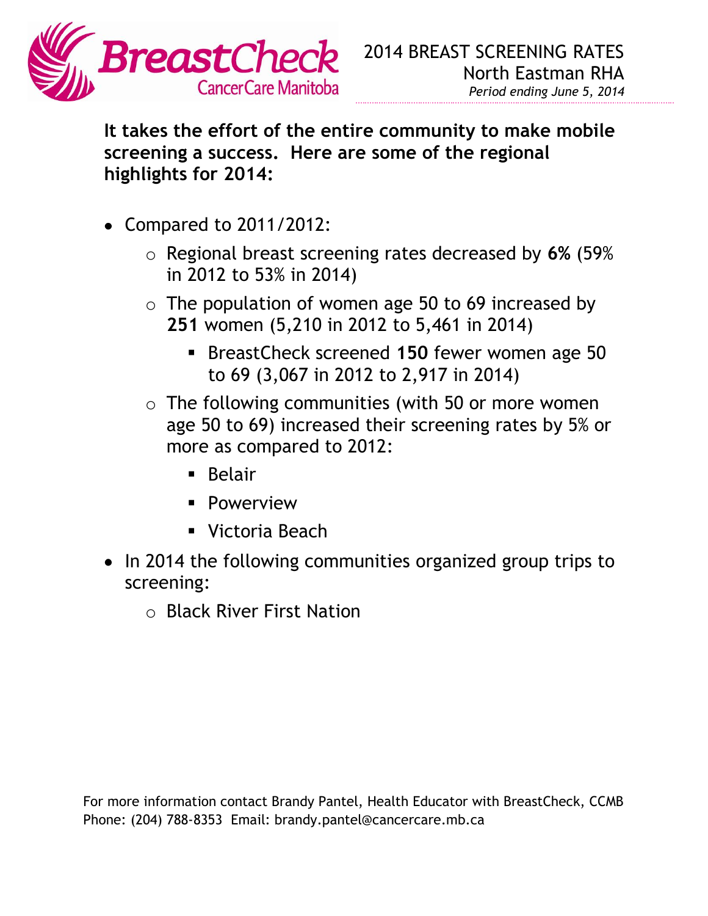BreastCheck
CancerCare Manitoba

2014 BREAST SCREENING RATES
North Eastman RHA
*Period ending June 5, 2014*

**It takes the effort of the entire community to make mobile screening a success. Here are some of the regional highlights for 2014:**

- Compared to 2011/2012:
  - Regional breast screening rates decreased by **6%** (59% in 2012 to 53% in 2014)
  - The population of women age 50 to 69 increased by **251** women (5,210 in 2012 to 5,461 in 2014)
    - BreastCheck screened **150** fewer women age 50 to 69 (3,067 in 2012 to 2,917 in 2014)
  - The following communities (with 50 or more women age 50 to 69) increased their screening rates by 5% or more as compared to 2012:
    - Belair
    - Powerview
    - Victoria Beach
- In 2014 the following communities organized group trips to screening:
  - Black River First Nation

For more information contact Brandy Pantel, Health Educator with BreastCheck, CCMB
Phone: (204) 788-8353 Email: brandy.pantel@cancercare.mb.ca